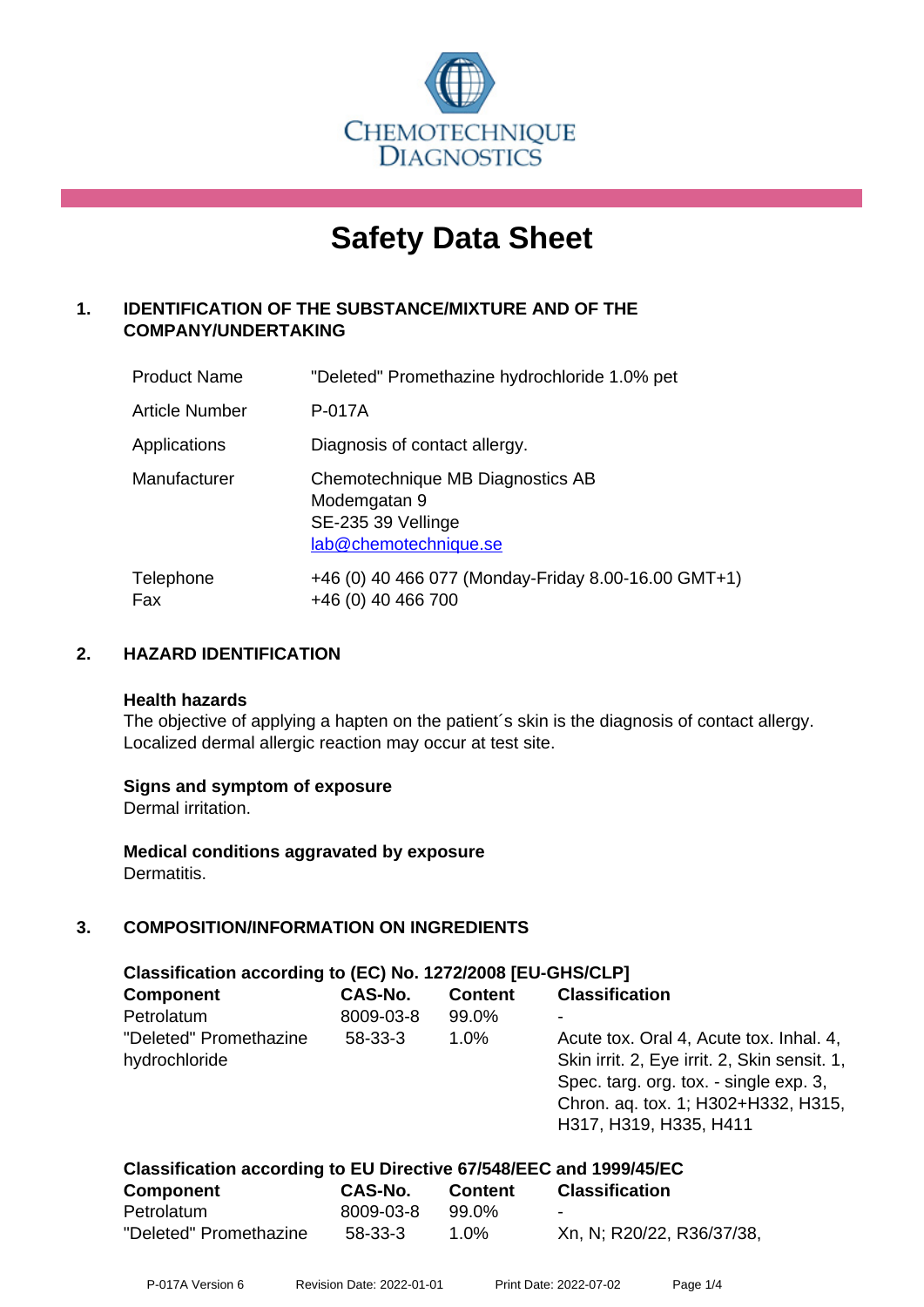CHEMOTECHNIQUE DIAGNOSTICS

# Safety Data Sheet

## 1. IDENTIFICATION OF THE SUBSTANCE/MIXTURE AND OF THE COMPANY/UNDERTAKING

| | |
|---|---|
| Product Name | "Deleted" Promethazine hydrochloride 1.0% pet |
| Article Number | P-017A |
| Applications | Diagnosis of contact allergy. |
| Manufacturer | Chemotechnique MB Diagnostics AB<br>Modemgatan 9<br>SE-235 39 Vellinge<br>lab@chemotechnique.se |
| Telephone<br>Fax | +46 (0) 40 466 077 (Monday-Friday 8.00-16.00 GMT+1)<br>+46 (0) 40 466 700 |

## 2. HAZARD IDENTIFICATION

**Health hazards**
The objective of applying a hapten on the patient´s skin is the diagnosis of contact allergy. Localized dermal allergic reaction may occur at test site.

**Signs and symptom of exposure**
Dermal irritation.

**Medical conditions aggravated by exposure**
Dermatitis.

## 3. COMPOSITION/INFORMATION ON INGREDIENTS

**Classification according to (EC) No. 1272/2008 [EU-GHS/CLP]**

| Component | CAS-No. | Content | Classification |
|---|---|---|---|
| Petrolatum | 8009-03-8 | 99.0% | - |
| "Deleted" Promethazine hydrochloride | 58-33-3 | 1.0% | Acute tox. Oral 4, Acute tox. Inhal. 4, Skin irrit. 2, Eye irrit. 2, Skin sensit. 1, Spec. targ. org. tox. - single exp. 3, Chron. aq. tox. 1; H302+H332, H315, H317, H319, H335, H411 |

**Classification according to EU Directive 67/548/EEC and 1999/45/EC**

| Component | CAS-No. | Content | Classification |
|---|---|---|---|
| Petrolatum | 8009-03-8 | 99.0% | - |
| "Deleted" Promethazine | 58-33-3 | 1.0% | Xn, N; R20/22, R36/37/38, |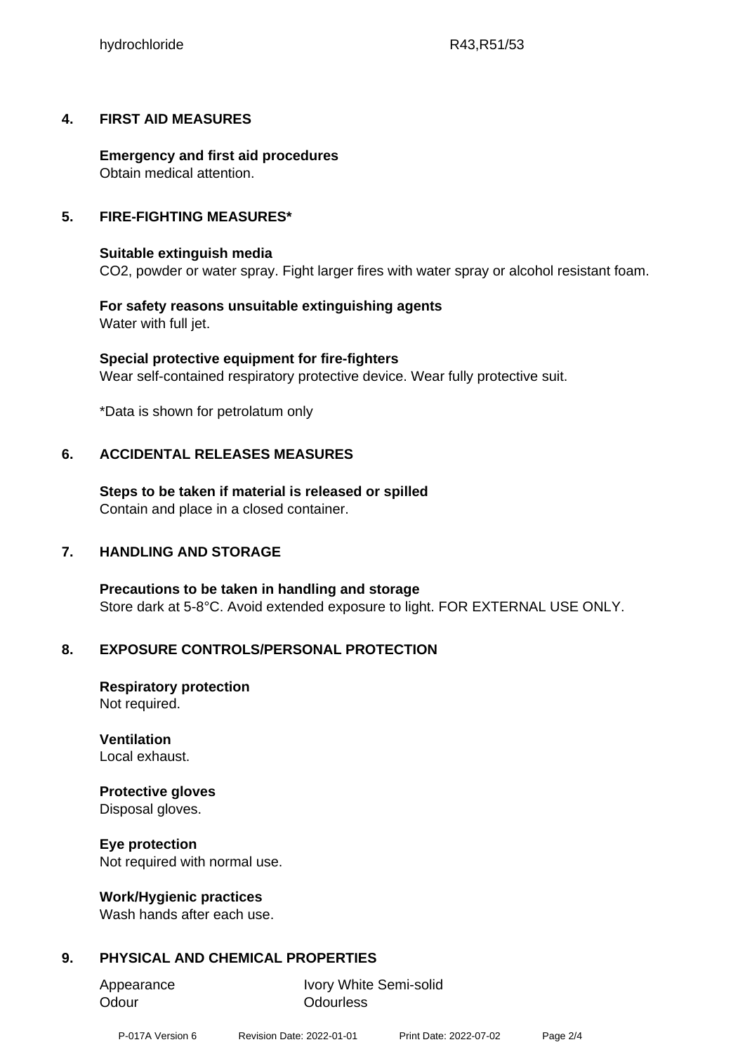| hydrochloride | R43,R51/53 |
|---|---|

## 4. FIRST AID MEASURES

**Emergency and first aid procedures**
Obtain medical attention.

## 5. FIRE-FIGHTING MEASURES*

**Suitable extinguish media**
$CO_2$, powder or water spray. Fight larger fires with water spray or alcohol resistant foam.

**For safety reasons unsuitable extinguishing agents**
Water with full jet.

**Special protective equipment for fire-fighters**
Wear self-contained respiratory protective device. Wear fully protective suit.

*Data is shown for petrolatum only

## 6. ACCIDENTAL RELEASES MEASURES

**Steps to be taken if material is released or spilled**
Contain and place in a closed container.

## 7. HANDLING AND STORAGE

**Precautions to be taken in handling and storage**
Store dark at 5-8°C. Avoid extended exposure to light. FOR EXTERNAL USE ONLY.

## 8. EXPOSURE CONTROLS/PERSONAL PROTECTION

**Respiratory protection**
Not required.

**Ventilation**
Local exhaust.

**Protective gloves**
Disposal gloves.

**Eye protection**
Not required with normal use.

**Work/Hygienic practices**
Wash hands after each use.

## 9. PHYSICAL AND CHEMICAL PROPERTIES

| Appearance | Ivory White Semi-solid |
|---|---|
| Odour | Odourless |

P-017A Version 6 Revision Date: 2022-01-01 Print Date: 2022-07-02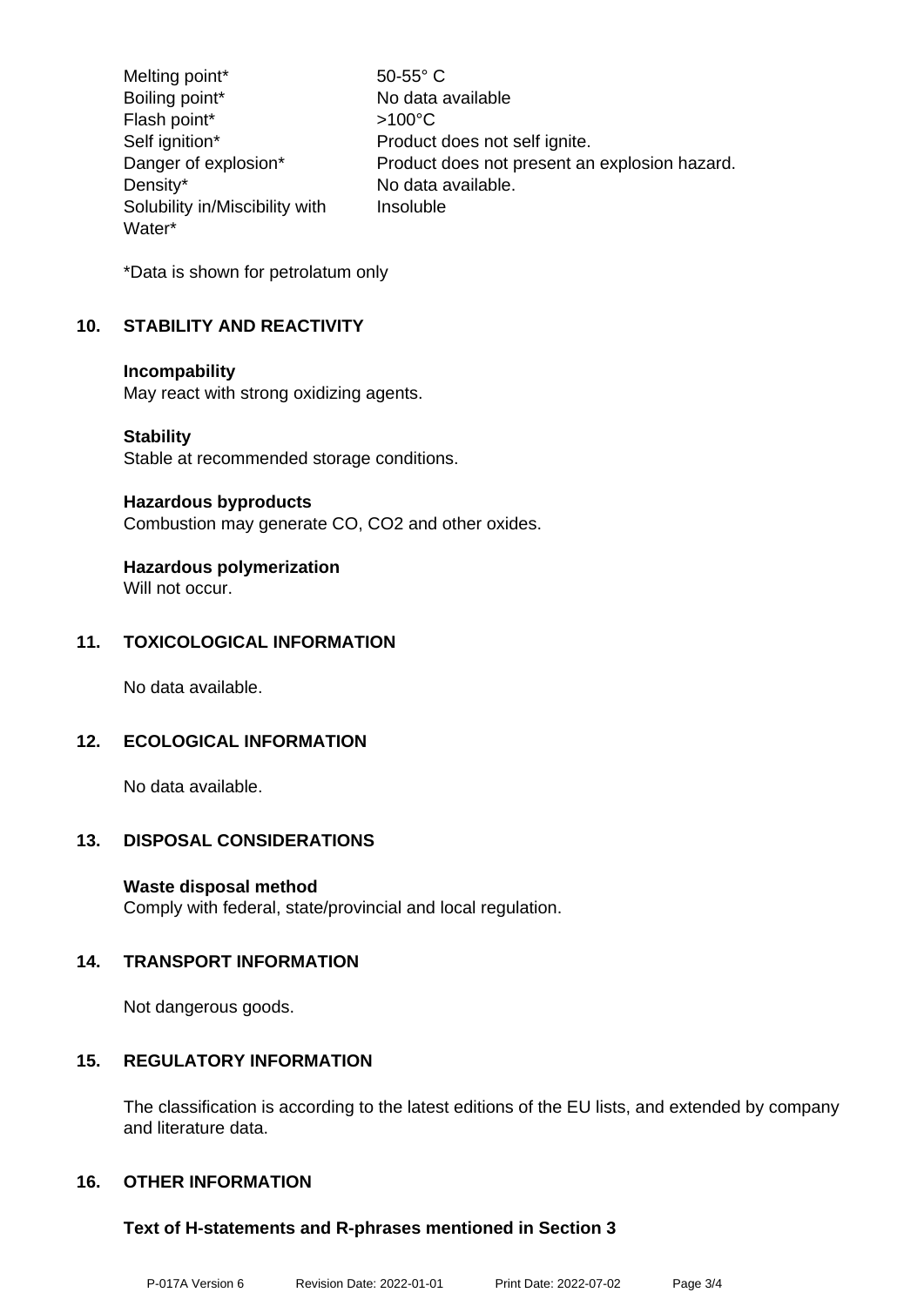| | |
|---|---|
| Melting point* | 50-55° C |
| Boiling point* | No data available |
| Flash point* | >100°C |
| Self ignition* | Product does not self ignite. |
| Danger of explosion* | Product does not present an explosion hazard. |
| Density* | No data available. |
| Solubility in/Miscibility with Water* | Insoluble |

*Data is shown for petrolatum only

## 10. STABILITY AND REACTIVITY

**Incompability**
May react with strong oxidizing agents.

**Stability**
Stable at recommended storage conditions.

**Hazardous byproducts**
Combustion may generate CO, $CO_2$ and other oxides.

**Hazardous polymerization**
Will not occur.

## 11. TOXICOLOGICAL INFORMATION

No data available.

## 12. ECOLOGICAL INFORMATION

No data available.

## 13. DISPOSAL CONSIDERATIONS

**Waste disposal method**
Comply with federal, state/provincial and local regulation.

## 14. TRANSPORT INFORMATION

Not dangerous goods.

## 15. REGULATORY INFORMATION

The classification is according to the latest editions of the EU lists, and extended by company and literature data.

## 16. OTHER INFORMATION

**Text of H-statements and R-phrases mentioned in Section 3**

P-017A Version 6 Revision Date: 2022-01-01 Print Date: 2022-07-02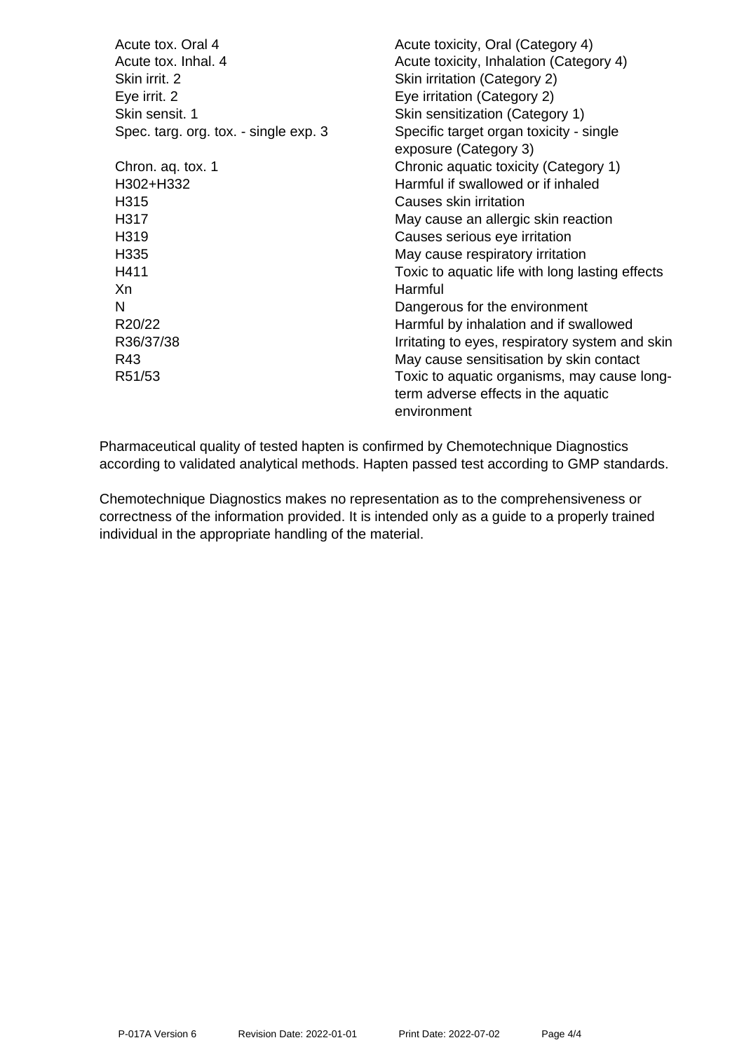| | |
|---|---|
| Acute tox. Oral 4 | Acute toxicity, Oral (Category 4) |
| Acute tox. Inhal. 4 | Acute toxicity, Inhalation (Category 4) |
| Skin irrit. 2 | Skin irritation (Category 2) |
| Eye irrit. 2 | Eye irritation (Category 2) |
| Skin sensit. 1 | Skin sensitization (Category 1) |
| Spec. targ. org. tox. - single exp. 3 | Specific target organ toxicity - single exposure (Category 3) |
| Chron. aq. tox. 1 | Chronic aquatic toxicity (Category 1) |
| H302+H332 | Harmful if swallowed or if inhaled |
| H315 | Causes skin irritation |
| H317 | May cause an allergic skin reaction |
| H319 | Causes serious eye irritation |
| H335 | May cause respiratory irritation |
| H411 | Toxic to aquatic life with long lasting effects |
| Xn | Harmful |
| N | Dangerous for the environment |
| R20/22 | Harmful by inhalation and if swallowed |
| R36/37/38 | Irritating to eyes, respiratory system and skin |
| R43 | May cause sensitisation by skin contact |
| R51/53 | Toxic to aquatic organisms, may cause long-term adverse effects in the aquatic environment |

Pharmaceutical quality of tested hapten is confirmed by Chemotechnique Diagnostics according to validated analytical methods. Hapten passed test according to GMP standards.

Chemotechnique Diagnostics makes no representation as to the comprehensiveness or correctness of the information provided. It is intended only as a guide to a properly trained individual in the appropriate handling of the material.

P-017A Version 6 Revision Date: 2022-01-01 Print Date: 2022-07-02